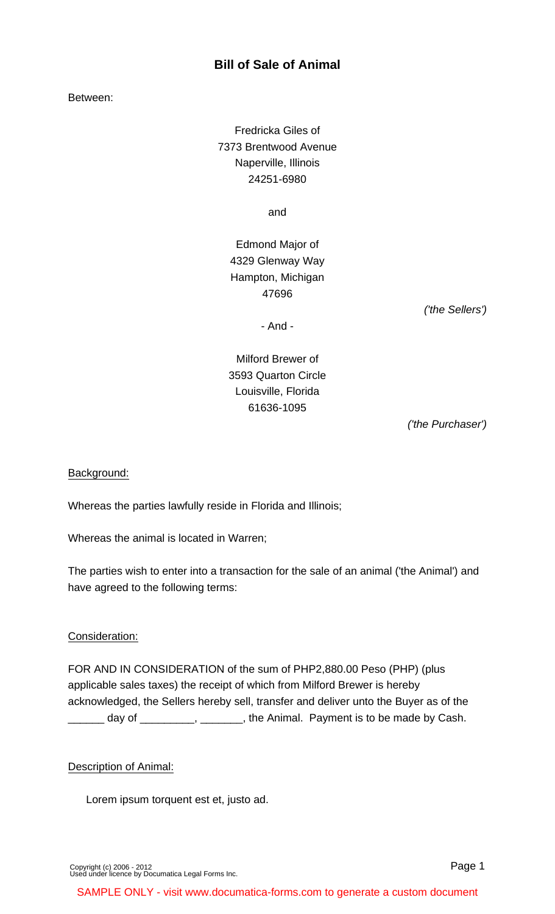# Bill of Sale of Animal

Between:

Fredricka Giles of
7373 Brentwood Avenue
Naperville, Illinois
24251-6980

and

Edmond Major of
4329 Glenway Way
Hampton, Michigan
47696

*('the Sellers')*

\- And -

Milford Brewer of
3593 Quarton Circle
Louisville, Florida
61636-1095

*('the Purchaser')*

Background:

Whereas the parties lawfully reside in Florida and Illinois;

Whereas the animal is located in Warren;

The parties wish to enter into a transaction for the sale of an animal ('the Animal') and have agreed to the following terms:

Consideration:

FOR AND IN CONSIDERATION of the sum of PHP2,880.00 Peso (PHP) (plus applicable sales taxes) the receipt of which from Milford Brewer is hereby acknowledged, the Sellers hereby sell, transfer and deliver unto the Buyer as of the ______ day of _________, _______, the Animal. Payment is to be made by Cash.

Description of Animal:

Lorem ipsum torquent est et, justo ad.

Copyright (c) 2006 - 2012
Used under licence by Documatica Legal Forms Inc.

SAMPLE ONLY - visit www.documatica-forms.com to generate a custom document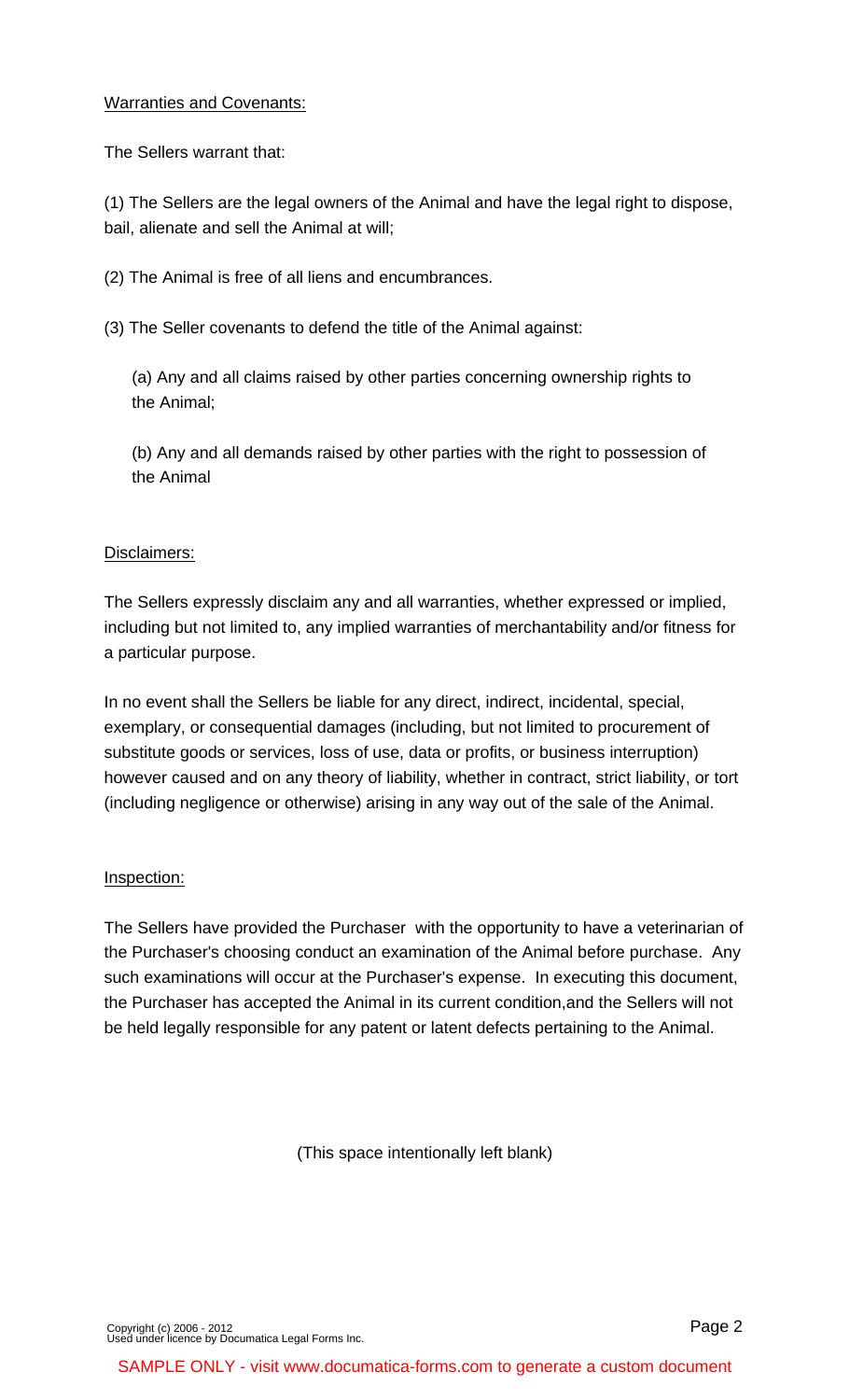Warranties and Covenants:

The Sellers warrant that:

(1) The Sellers are the legal owners of the Animal and have the legal right to dispose, bail, alienate and sell the Animal at will;

(2) The Animal is free of all liens and encumbrances.

(3) The Seller covenants to defend the title of the Animal against:

(a) Any and all claims raised by other parties concerning ownership rights to the Animal;

(b) Any and all demands raised by other parties with the right to possession of the Animal

Disclaimers:

The Sellers expressly disclaim any and all warranties, whether expressed or implied, including but not limited to, any implied warranties of merchantability and/or fitness for a particular purpose.

In no event shall the Sellers be liable for any direct, indirect, incidental, special, exemplary, or consequential damages (including, but not limited to procurement of substitute goods or services, loss of use, data or profits, or business interruption) however caused and on any theory of liability, whether in contract, strict liability, or tort (including negligence or otherwise) arising in any way out of the sale of the Animal.

Inspection:

The Sellers have provided the Purchaser with the opportunity to have a veterinarian of the Purchaser's choosing conduct an examination of the Animal before purchase. Any such examinations will occur at the Purchaser's expense. In executing this document, the Purchaser has accepted the Animal in its current condition,and the Sellers will not be held legally responsible for any patent or latent defects pertaining to the Animal.

(This space intentionally left blank)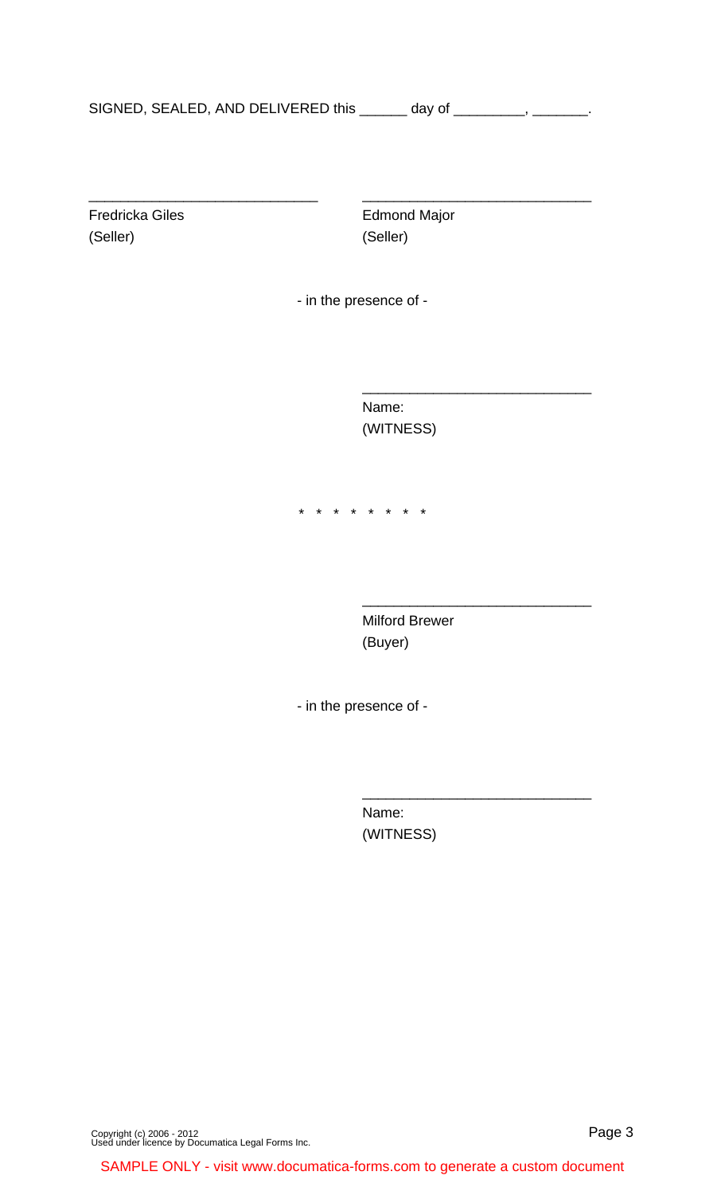SIGNED, SEALED, AND DELIVERED this ______ day of _________, _______.

| | |
|---|---|
| _____________________________ | _____________________________ |
| Fredricka Giles | Edmond Major |
| (Seller) | (Seller) |

- in the presence of -

_____________________________
Name:
(WITNESS)

* * * * * * * *

_____________________________
Milford Brewer
(Buyer)

- in the presence of -

_____________________________
Name:
(WITNESS)

Copyright (c) 2006 - 2012
Used under licence by Documatica Legal Forms Inc.

SAMPLE ONLY - visit www.documatica-forms.com to generate a custom document